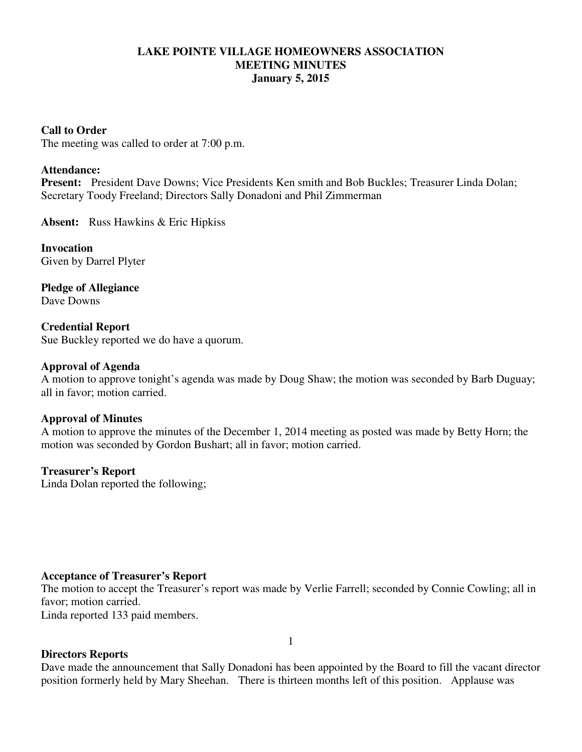# LAKE POINTE VILLAGE HOMEOWNERS ASSOCIATION
## MEETING MINUTES
### January 5, 2015

**Call to Order**
The meeting was called to order at 7:00 p.m.

**Attendance:**
**Present:** President Dave Downs; Vice Presidents Ken smith and Bob Buckles; Treasurer Linda Dolan; Secretary Toody Freeland; Directors Sally Donadoni and Phil Zimmerman

**Absent:** Russ Hawkins & Eric Hipkiss

**Invocation**
Given by Darrel Plyter

**Pledge of Allegiance**
Dave Downs

**Credential Report**
Sue Buckley reported we do have a quorum.

**Approval of Agenda**
A motion to approve tonight's agenda was made by Doug Shaw; the motion was seconded by Barb Duguay; all in favor; motion carried.

**Approval of Minutes**
A motion to approve the minutes of the December 1, 2014 meeting as posted was made by Betty Horn; the motion was seconded by Gordon Bushart; all in favor; motion carried.

**Treasurer's Report**
Linda Dolan reported the following;

**Acceptance of Treasurer's Report**
The motion to accept the Treasurer's report was made by Verlie Farrell; seconded by Connie Cowling; all in favor; motion carried.
Linda reported 133 paid members.

**Directors Reports**
Dave made the announcement that Sally Donadoni has been appointed by the Board to fill the vacant director position formerly held by Mary Sheehan. There is thirteen months left of this position. Applause was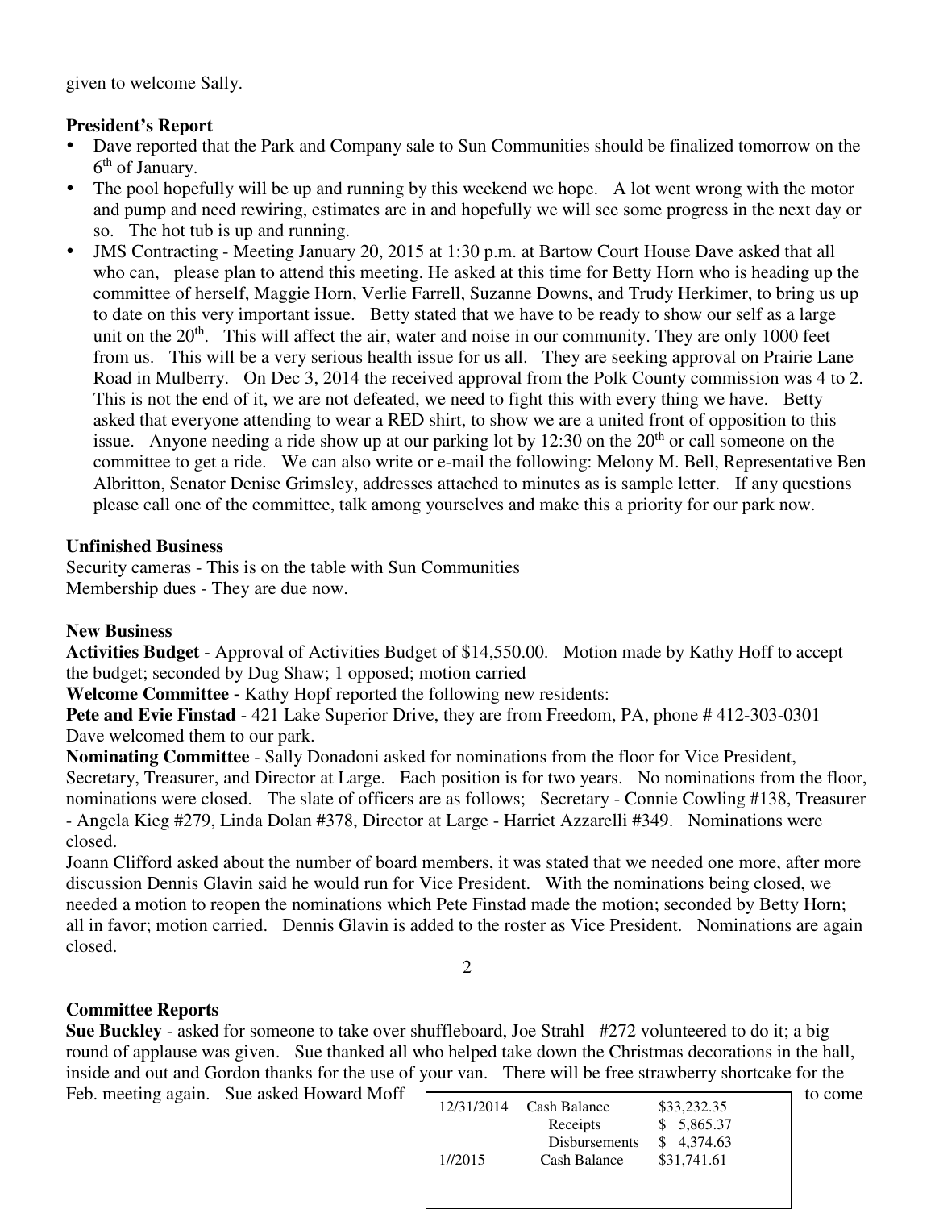given to welcome Sally.

**President's Report**

- Dave reported that the Park and Company sale to Sun Communities should be finalized tomorrow on the 6th of January.
- The pool hopefully will be up and running by this weekend we hope. A lot went wrong with the motor and pump and need rewiring, estimates are in and hopefully we will see some progress in the next day or so. The hot tub is up and running.
- JMS Contracting - Meeting January 20, 2015 at 1:30 p.m. at Bartow Court House Dave asked that all who can, please plan to attend this meeting. He asked at this time for Betty Horn who is heading up the committee of herself, Maggie Horn, Verlie Farrell, Suzanne Downs, and Trudy Herkimer, to bring us up to date on this very important issue. Betty stated that we have to be ready to show our self as a large unit on the 20th. This will affect the air, water and noise in our community. They are only 1000 feet from us. This will be a very serious health issue for us all. They are seeking approval on Prairie Lane Road in Mulberry. On Dec 3, 2014 the received approval from the Polk County commission was 4 to 2. This is not the end of it, we are not defeated, we need to fight this with every thing we have. Betty asked that everyone attending to wear a RED shirt, to show we are a united front of opposition to this issue. Anyone needing a ride show up at our parking lot by 12:30 on the 20th or call someone on the committee to get a ride. We can also write or e-mail the following: Melony M. Bell, Representative Ben Albritton, Senator Denise Grimsley, addresses attached to minutes as is sample letter. If any questions please call one of the committee, talk among yourselves and make this a priority for our park now.

**Unfinished Business**

Security cameras - This is on the table with Sun Communities
Membership dues - They are due now.

**New Business**

**Activities Budget** - Approval of Activities Budget of $14,550.00. Motion made by Kathy Hoff to accept the budget; seconded by Dug Shaw; 1 opposed; motion carried

**Welcome Committee -** Kathy Hopf reported the following new residents:

**Pete and Evie Finstad** - 421 Lake Superior Drive, they are from Freedom, PA, phone # 412-303-0301
Dave welcomed them to our park.

**Nominating Committee** - Sally Donadoni asked for nominations from the floor for Vice President, Secretary, Treasurer, and Director at Large. Each position is for two years. No nominations from the floor, nominations were closed. The slate of officers are as follows; Secretary - Connie Cowling #138, Treasurer - Angela Kieg #279, Linda Dolan #378, Director at Large - Harriet Azzarelli #349. Nominations were closed.

Joann Clifford asked about the number of board members, it was stated that we needed one more, after more discussion Dennis Glavin said he would run for Vice President. With the nominations being closed, we needed a motion to reopen the nominations which Pete Finstad made the motion; seconded by Betty Horn; all in favor; motion carried. Dennis Glavin is added to the roster as Vice President. Nominations are again closed.

**Committee Reports**

**Sue Buckley** - asked for someone to take over shuffleboard, Joe Strahl #272 volunteered to do it; a big round of applause was given. Sue thanked all who helped take down the Christmas decorations in the hall, inside and out and Gordon thanks for the use of your van. There will be free strawberry shortcake for the Feb. meeting again. Sue asked Howard Moff to come

| | | |
|---|---|---|
| 12/31/2014 | Cash Balance | $33,232.35 |
| | Receipts | $ 5,865.37 |
| | Disbursements | $ 4,374.63 |
| 1//2015 | Cash Balance | $31,741.61 |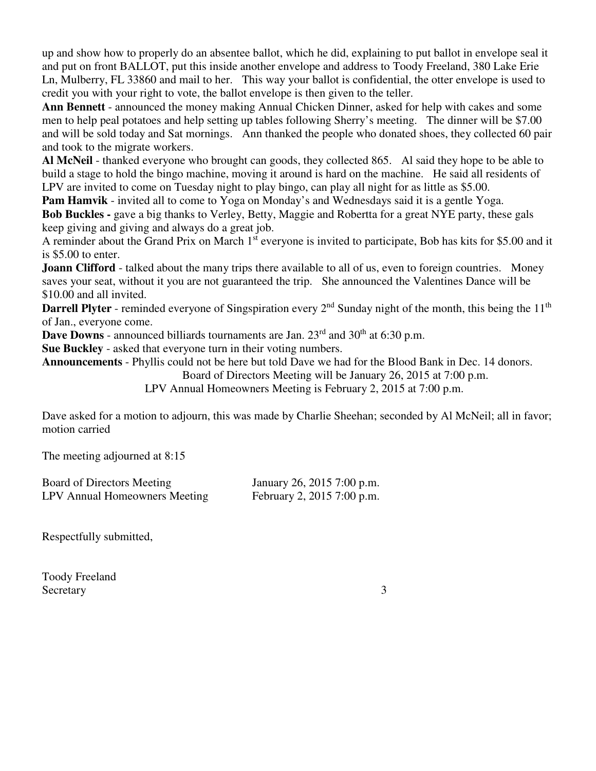up and show how to properly do an absentee ballot, which he did, explaining to put ballot in envelope seal it and put on front BALLOT, put this inside another envelope and address to Toody Freeland, 380 Lake Erie Ln, Mulberry, FL 33860 and mail to her. This way your ballot is confidential, the otter envelope is used to credit you with your right to vote, the ballot envelope is then given to the teller.

**Ann Bennett** - announced the money making Annual Chicken Dinner, asked for help with cakes and some men to help peal potatoes and help setting up tables following Sherry's meeting. The dinner will be $7.00 and will be sold today and Sat mornings. Ann thanked the people who donated shoes, they collected 60 pair and took to the migrate workers.

**Al McNeil** - thanked everyone who brought can goods, they collected 865. Al said they hope to be able to build a stage to hold the bingo machine, moving it around is hard on the machine. He said all residents of LPV are invited to come on Tuesday night to play bingo, can play all night for as little as $5.00.

**Pam Hamvik** - invited all to come to Yoga on Monday's and Wednesdays said it is a gentle Yoga.

**Bob Buckles -** gave a big thanks to Verley, Betty, Maggie and Robertta for a great NYE party, these gals keep giving and giving and always do a great job.

A reminder about the Grand Prix on March 1st everyone is invited to participate, Bob has kits for $5.00 and it is $5.00 to enter.

**Joann Clifford** - talked about the many trips there available to all of us, even to foreign countries. Money saves your seat, without it you are not guaranteed the trip. She announced the Valentines Dance will be $10.00 and all invited.

**Darrell Plyter** - reminded everyone of Singspiration every 2nd Sunday night of the month, this being the 11th of Jan., everyone come.

**Dave Downs** - announced billiards tournaments are Jan. 23rd and 30th at 6:30 p.m.

**Sue Buckley** - asked that everyone turn in their voting numbers.

**Announcements** - Phyllis could not be here but told Dave we had for the Blood Bank in Dec. 14 donors.

Board of Directors Meeting will be January 26, 2015 at 7:00 p.m.

LPV Annual Homeowners Meeting is February 2, 2015 at 7:00 p.m.

Dave asked for a motion to adjourn, this was made by Charlie Sheehan; seconded by Al McNeil; all in favor; motion carried

The meeting adjourned at 8:15

| | |
|---|---|
| Board of Directors Meeting | January 26, 2015 7:00 p.m. |
| LPV Annual Homeowners Meeting | February 2, 2015 7:00 p.m. |

Respectfully submitted,

Toody Freeland
Secretary